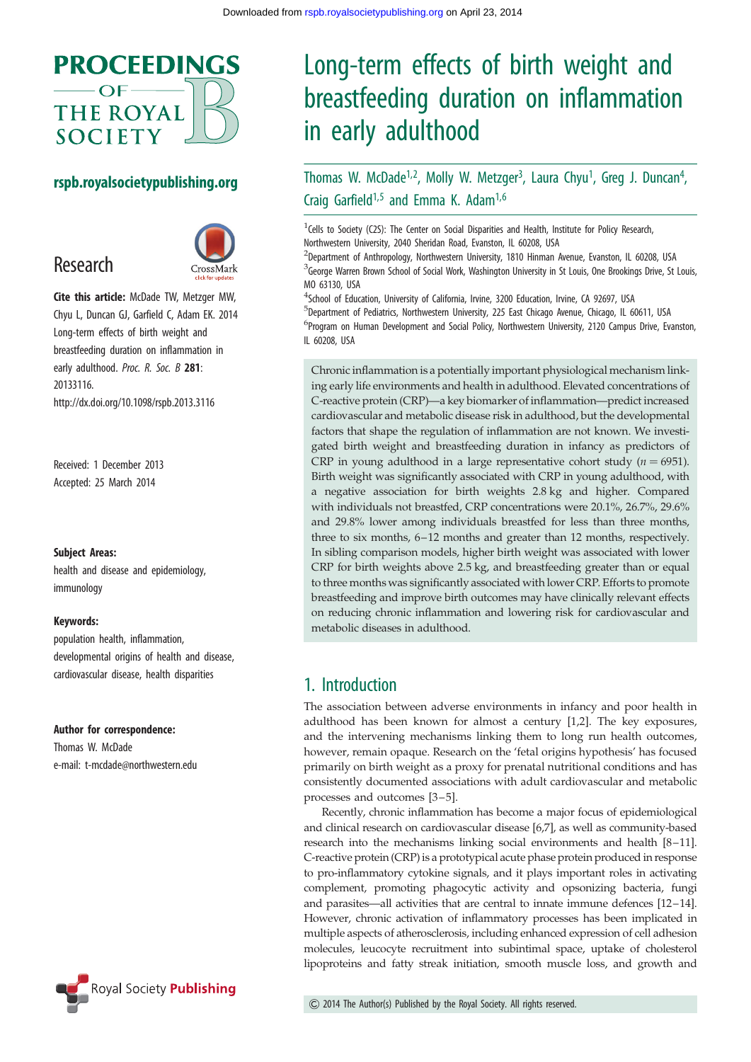# Long-term effects of birth weight and breastfeeding duration on inflammation in early adulthood

Thomas W. McDade[1,2], Molly W. Metzger[3], Laura Chyu[1], Greg J. Duncan[4], Craig Garfield[1,5] and Emma K. Adam[1,6]

[1]Cells to Society (C2S): The Center on Social Disparities and Health, Institute for Policy Research, Northwestern University, 2040 Sheridan Road, Evanston, IL 60208, USA
[2]Department of Anthropology, Northwestern University, 1810 Hinman Avenue, Evanston, IL 60208, USA
[3]George Warren Brown School of Social Work, Washington University in St Louis, One Brookings Drive, St Louis, MO 63130, USA
[4]School of Education, University of California, Irvine, 3200 Education, Irvine, CA 92697, USA
[5]Department of Pediatrics, Northwestern University, 225 East Chicago Avenue, Chicago, IL 60611, USA
[6]Program on Human Development and Social Policy, Northwestern University, 2120 Campus Drive, Evanston, IL 60208, USA

Research

**Cite this article:** McDade TW, Metzger MW, Chyu L, Duncan GJ, Garfield C, Adam EK. 2014 Long-term effects of birth weight and breastfeeding duration on inflammation in early adulthood. *Proc. R. Soc. B* **281**: 20133116.
http://dx.doi.org/10.1098/rspb.2013.3116

Received: 1 December 2013
Accepted: 25 March 2014

**Subject Areas:**
health and disease and epidemiology, immunology

**Keywords:**
population health, inflammation, developmental origins of health and disease, cardiovascular disease, health disparities

**Author for correspondence:**
Thomas W. McDade
e-mail: t-mcdade@northwestern.edu

Chronic inflammation is a potentially important physiological mechanism linking early life environments and health in adulthood. Elevated concentrations of C-reactive protein (CRP)—a key biomarker of inflammation—predict increased cardiovascular and metabolic disease risk in adulthood, but the developmental factors that shape the regulation of inflammation are not known. We investigated birth weight and breastfeeding duration in infancy as predictors of CRP in young adulthood in a large representative cohort study ($n = 6951$). Birth weight was significantly associated with CRP in young adulthood, with a negative association for birth weights 2.8 kg and higher. Compared with individuals not breastfed, CRP concentrations were 20.1%, 26.7%, 29.6% and 29.8% lower among individuals breastfed for less than three months, three to six months, 6–12 months and greater than 12 months, respectively. In sibling comparison models, higher birth weight was associated with lower CRP for birth weights above 2.5 kg, and breastfeeding greater than or equal to three months was significantly associated with lower CRP. Efforts to promote breastfeeding and improve birth outcomes may have clinically relevant effects on reducing chronic inflammation and lowering risk for cardiovascular and metabolic diseases in adulthood.

## 1. Introduction

The association between adverse environments in infancy and poor health in adulthood has been known for almost a century [1,2]. The key exposures, and the intervening mechanisms linking them to long run health outcomes, however, remain opaque. Research on the 'fetal origins hypothesis' has focused primarily on birth weight as a proxy for prenatal nutritional conditions and has consistently documented associations with adult cardiovascular and metabolic processes and outcomes [3–5].

Recently, chronic inflammation has become a major focus of epidemiological and clinical research on cardiovascular disease [6,7], as well as community-based research into the mechanisms linking social environments and health [8–11]. C-reactive protein (CRP) is a prototypical acute phase protein produced in response to pro-inflammatory cytokine signals, and it plays important roles in activating complement, promoting phagocytic activity and opsonizing bacteria, fungi and parasites—all activities that are central to innate immune defences [12–14]. However, chronic activation of inflammatory processes has been implicated in multiple aspects of atherosclerosis, including enhanced expression of cell adhesion molecules, leucocyte recruitment into subintimal space, uptake of cholesterol lipoproteins and fatty streak initiation, smooth muscle loss, and growth and

© 2014 The Author(s) Published by the Royal Society. All rights reserved.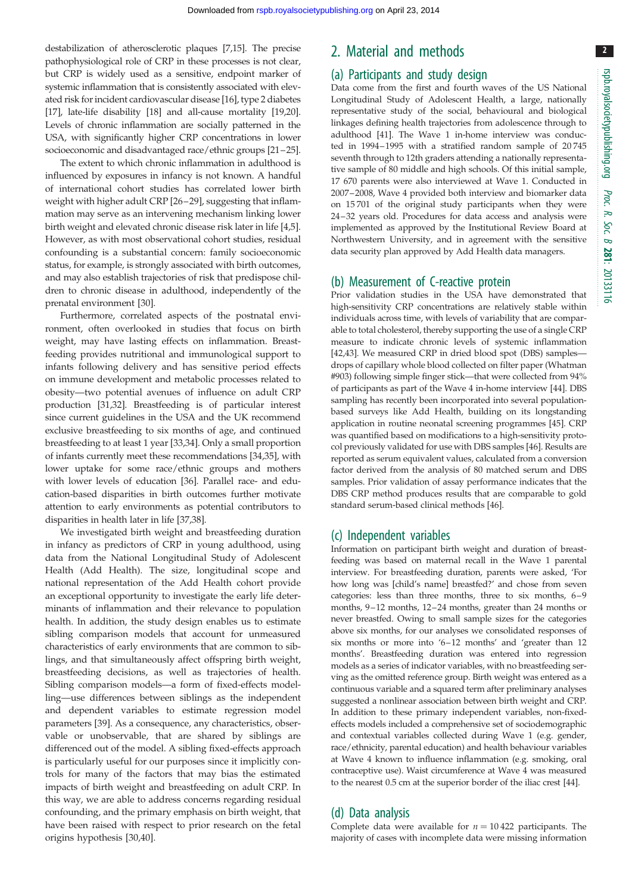destabilization of atherosclerotic plaques [7,15]. The precise pathophysiological role of CRP in these processes is not clear, but CRP is widely used as a sensitive, endpoint marker of systemic inflammation that is consistently associated with elevated risk for incident cardiovascular disease [16], type 2 diabetes [17], late-life disability [18] and all-cause mortality [19,20]. Levels of chronic inflammation are socially patterned in the USA, with significantly higher CRP concentrations in lower socioeconomic and disadvantaged race/ethnic groups [21–25].

The extent to which chronic inflammation in adulthood is influenced by exposures in infancy is not known. A handful of international cohort studies has correlated lower birth weight with higher adult CRP [26–29], suggesting that inflammation may serve as an intervening mechanism linking lower birth weight and elevated chronic disease risk later in life [4,5]. However, as with most observational cohort studies, residual confounding is a substantial concern: family socioeconomic status, for example, is strongly associated with birth outcomes, and may also establish trajectories of risk that predispose children to chronic disease in adulthood, independently of the prenatal environment [30].

Furthermore, correlated aspects of the postnatal environment, often overlooked in studies that focus on birth weight, may have lasting effects on inflammation. Breastfeeding provides nutritional and immunological support to infants following delivery and has sensitive period effects on immune development and metabolic processes related to obesity—two potential avenues of influence on adult CRP production [31,32]. Breastfeeding is of particular interest since current guidelines in the USA and the UK recommend exclusive breastfeeding to six months of age, and continued breastfeeding to at least 1 year [33,34]. Only a small proportion of infants currently meet these recommendations [34,35], with lower uptake for some race/ethnic groups and mothers with lower levels of education [36]. Parallel race- and education-based disparities in birth outcomes further motivate attention to early environments as potential contributors to disparities in health later in life [37,38].

We investigated birth weight and breastfeeding duration in infancy as predictors of CRP in young adulthood, using data from the National Longitudinal Study of Adolescent Health (Add Health). The size, longitudinal scope and national representation of the Add Health cohort provide an exceptional opportunity to investigate the early life determinants of inflammation and their relevance to population health. In addition, the study design enables us to estimate sibling comparison models that account for unmeasured characteristics of early environments that are common to siblings, and that simultaneously affect offspring birth weight, breastfeeding decisions, as well as trajectories of health. Sibling comparison models—a form of fixed-effects modelling—use differences between siblings as the independent and dependent variables to estimate regression model parameters [39]. As a consequence, any characteristics, observable or unobservable, that are shared by siblings are differenced out of the model. A sibling fixed-effects approach is particularly useful for our purposes since it implicitly controls for many of the factors that may bias the estimated impacts of birth weight and breastfeeding on adult CRP. In this way, we are able to address concerns regarding residual confounding, and the primary emphasis on birth weight, that have been raised with respect to prior research on the fetal origins hypothesis [30,40].

## 2. Material and methods

### (a) Participants and study design

Data come from the first and fourth waves of the US National Longitudinal Study of Adolescent Health, a large, nationally representative study of the social, behavioural and biological linkages defining health trajectories from adolescence through to adulthood [41]. The Wave 1 in-home interview was conducted in 1994–1995 with a stratified random sample of 20 745 seventh through to 12th graders attending a nationally representative sample of 80 middle and high schools. Of this initial sample, 17 670 parents were also interviewed at Wave 1. Conducted in 2007–2008, Wave 4 provided both interview and biomarker data on 15 701 of the original study participants when they were 24–32 years old. Procedures for data access and analysis were implemented as approved by the Institutional Review Board at Northwestern University, and in agreement with the sensitive data security plan approved by Add Health data managers.

### (b) Measurement of C-reactive protein

Prior validation studies in the USA have demonstrated that high-sensitivity CRP concentrations are relatively stable within individuals across time, with levels of variability that are comparable to total cholesterol, thereby supporting the use of a single CRP measure to indicate chronic levels of systemic inflammation [42,43]. We measured CRP in dried blood spot (DBS) samples—drops of capillary whole blood collected on filter paper (Whatman #903) following simple finger stick—that were collected from 94% of participants as part of the Wave 4 in-home interview [44]. DBS sampling has recently been incorporated into several population-based surveys like Add Health, building on its longstanding application in routine neonatal screening programmes [45]. CRP was quantified based on modifications to a high-sensitivity protocol previously validated for use with DBS samples [46]. Results are reported as serum equivalent values, calculated from a conversion factor derived from the analysis of 80 matched serum and DBS samples. Prior validation of assay performance indicates that the DBS CRP method produces results that are comparable to gold standard serum-based clinical methods [46].

### (c) Independent variables

Information on participant birth weight and duration of breastfeeding was based on maternal recall in the Wave 1 parental interview. For breastfeeding duration, parents were asked, 'For how long was [child's name] breastfed?' and chose from seven categories: less than three months, three to six months, 6–9 months, 9–12 months, 12–24 months, greater than 24 months or never breastfed. Owing to small sample sizes for the categories above six months, for our analyses we consolidated responses of six months or more into '6–12 months' and 'greater than 12 months'. Breastfeeding duration was entered into regression models as a series of indicator variables, with no breastfeeding serving as the omitted reference group. Birth weight was entered as a continuous variable and a squared term after preliminary analyses suggested a nonlinear association between birth weight and CRP. In addition to these primary independent variables, non-fixed-effects models included a comprehensive set of sociodemographic and contextual variables collected during Wave 1 (e.g. gender, race/ethnicity, parental education) and health behaviour variables at Wave 4 known to influence inflammation (e.g. smoking, oral contraceptive use). Waist circumference at Wave 4 was measured to the nearest 0.5 cm at the superior border of the iliac crest [44].

### (d) Data analysis

Complete data were available for $n = 10\,422$ participants. The majority of cases with incomplete data were missing information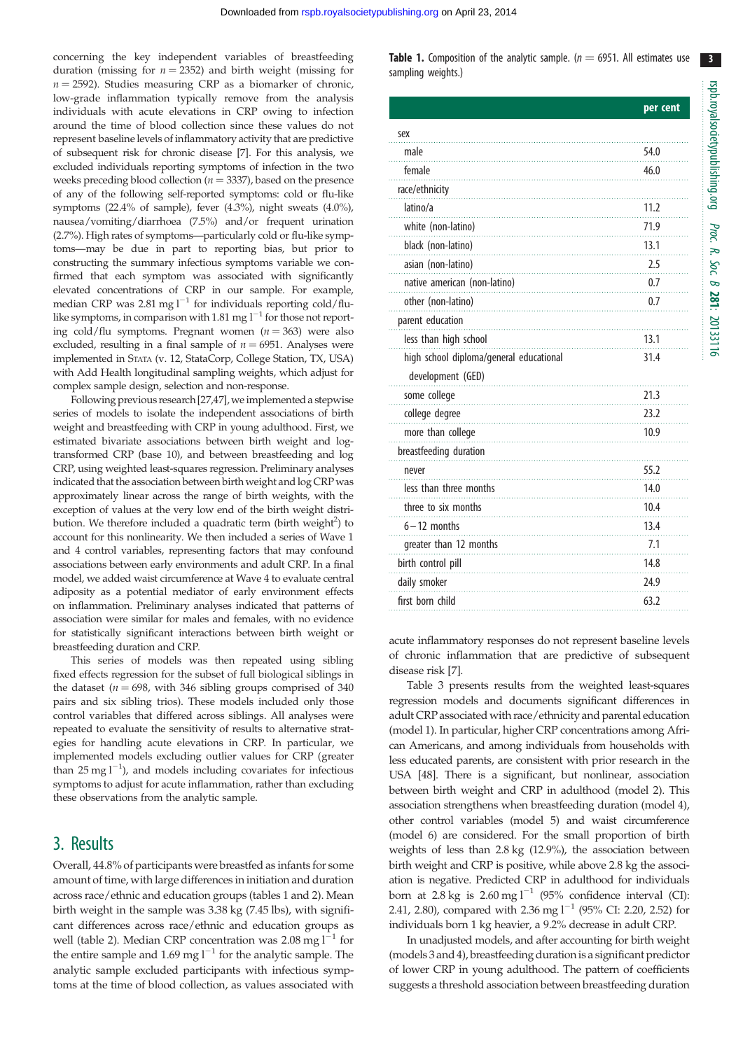concerning the key independent variables of breastfeeding duration (missing for $n = 2352$) and birth weight (missing for $n = 2592$). Studies measuring CRP as a biomarker of chronic, low-grade inflammation typically remove from the analysis individuals with acute elevations in CRP owing to infection around the time of blood collection since these values do not represent baseline levels of inflammatory activity that are predictive of subsequent risk for chronic disease [7]. For this analysis, we excluded individuals reporting symptoms of infection in the two weeks preceding blood collection ($n = 3337$), based on the presence of any of the following self-reported symptoms: cold or flu-like symptoms (22.4% of sample), fever (4.3%), night sweats (4.0%), nausea/vomiting/diarrhoea (7.5%) and/or frequent urination (2.7%). High rates of symptoms—particularly cold or flu-like symptoms—may be due in part to reporting bias, but prior to constructing the summary infectious symptoms variable we confirmed that each symptom was associated with significantly elevated concentrations of CRP in our sample. For example, median CRP was 2.81 mg $l^{-1}$ for individuals reporting cold/flu-like symptoms, in comparison with 1.81 mg $l^{-1}$ for those not reporting cold/flu symptoms. Pregnant women ($n = 363$) were also excluded, resulting in a final sample of $n = 6951$. Analyses were implemented in STATA (v. 12, StataCorp, College Station, TX, USA) with Add Health longitudinal sampling weights, which adjust for complex sample design, selection and non-response.

Following previous research [27,47], we implemented a stepwise series of models to isolate the independent associations of birth weight and breastfeeding with CRP in young adulthood. First, we estimated bivariate associations between birth weight and log-transformed CRP (base 10), and between breastfeeding and log CRP, using weighted least-squares regression. Preliminary analyses indicated that the association between birth weight and log CRP was approximately linear across the range of birth weights, with the exception of values at the very low end of the birth weight distribution. We therefore included a quadratic term (birth weight$^2$) to account for this nonlinearity. We then included a series of Wave 1 and 4 control variables, representing factors that may confound associations between early environments and adult CRP. In a final model, we added waist circumference at Wave 4 to evaluate central adiposity as a potential mediator of early environment effects on inflammation. Preliminary analyses indicated that patterns of association were similar for males and females, with no evidence for statistically significant interactions between birth weight or breastfeeding duration and CRP.

This series of models was then repeated using sibling fixed effects regression for the subset of full biological siblings in the dataset ($n = 698$, with 346 sibling groups comprised of 340 pairs and six sibling trios). These models included only those control variables that differed across siblings. All analyses were repeated to evaluate the sensitivity of results to alternative strategies for handling acute elevations in CRP. In particular, we implemented models excluding outlier values for CRP (greater than 25 mg $l^{-1}$), and models including covariates for infectious symptoms to adjust for acute inflammation, rather than excluding these observations from the analytic sample.

## 3. Results

Overall, 44.8% of participants were breastfed as infants for some amount of time, with large differences in initiation and duration across race/ethnic and education groups (tables 1 and 2). Mean birth weight in the sample was 3.38 kg (7.45 lbs), with significant differences across race/ethnic and education groups as well (table 2). Median CRP concentration was 2.08 mg $l^{-1}$ for the entire sample and 1.69 mg $l^{-1}$ for the analytic sample. The analytic sample excluded participants with infectious symptoms at the time of blood collection, as values associated with acute inflammatory responses do not represent baseline levels of chronic inflammation that are predictive of subsequent disease risk [7].

**Table 1.** Composition of the analytic sample. ($n = 6951$. All estimates use sampling weights.)

| | per cent |
|---|---|
| sex | |
| male | 54.0 |
| female | 46.0 |
| race/ethnicity | |
| latino/a | 11.2 |
| white (non-latino) | 71.9 |
| black (non-latino) | 13.1 |
| asian (non-latino) | 2.5 |
| native american (non-latino) | 0.7 |
| other (non-latino) | 0.7 |
| parent education | |
| less than high school | 13.1 |
| high school diploma/general educational development (GED) | 31.4 |
| some college | 21.3 |
| college degree | 23.2 |
| more than college | 10.9 |
| breastfeeding duration | |
| never | 55.2 |
| less than three months | 14.0 |
| three to six months | 10.4 |
| 6–12 months | 13.4 |
| greater than 12 months | 7.1 |
| birth control pill | 14.8 |
| daily smoker | 24.9 |
| first born child | 63.2 |

Table 3 presents results from the weighted least-squares regression models and documents significant differences in adult CRP associated with race/ethnicity and parental education (model 1). In particular, higher CRP concentrations among African Americans, and among individuals from households with less educated parents, are consistent with prior research in the USA [48]. There is a significant, but nonlinear, association between birth weight and CRP in adulthood (model 2). This association strengthens when breastfeeding duration (model 4), other control variables (model 5) and waist circumference (model 6) are considered. For the small proportion of birth weights of less than 2.8 kg (12.9%), the association between birth weight and CRP is positive, while above 2.8 kg the association is negative. Predicted CRP in adulthood for individuals born at 2.8 kg is 2.60 mg $l^{-1}$ (95% confidence interval (CI): 2.41, 2.80), compared with 2.36 mg $l^{-1}$ (95% CI: 2.20, 2.52) for individuals born 1 kg heavier, a 9.2% decrease in adult CRP.

In unadjusted models, and after accounting for birth weight (models 3 and 4), breastfeeding duration is a significant predictor of lower CRP in young adulthood. The pattern of coefficients suggests a threshold association between breastfeeding duration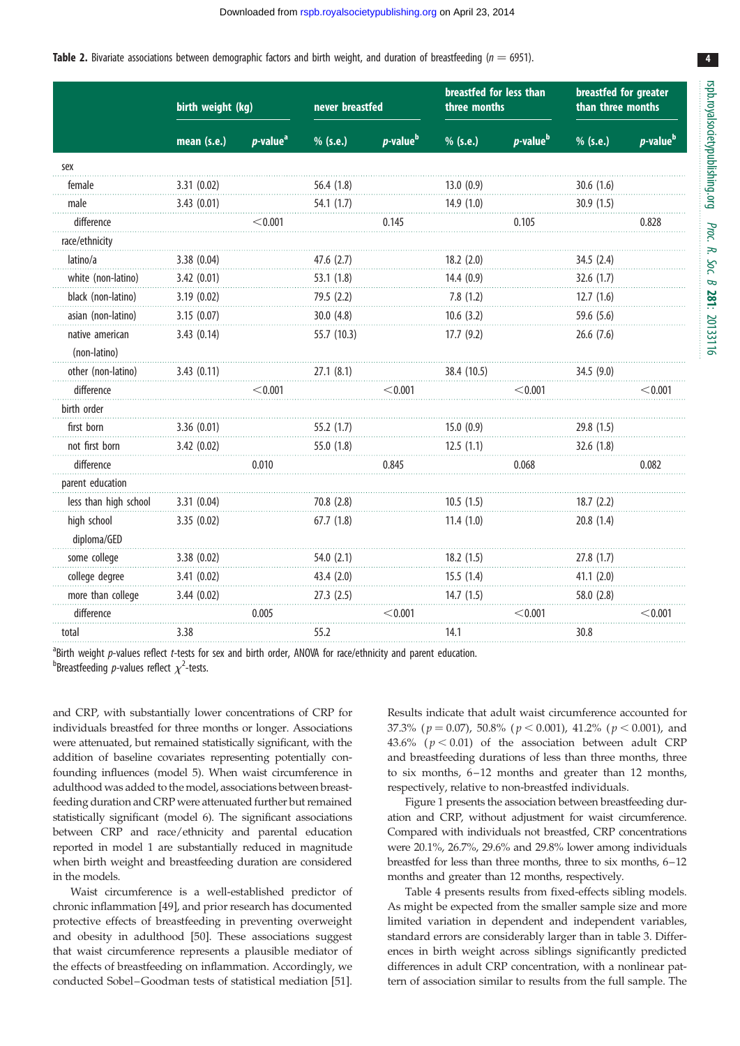**Table 2.** Bivariate associations between demographic factors and birth weight, and duration of breastfeeding ($n = 6951$).

| | birth weight (kg) | | never breastfed | | breastfed for less than three months | | breastfed for greater than three months | |
|---|---|---|---|---|---|---|---|---|
| | mean (s.e.) | $p$-value[a] | % (s.e.) | $p$-value[b] | % (s.e.) | $p$-value[b] | % (s.e.) | $p$-value[b] |
| sex | | | | | | | | |
| female | 3.31 (0.02) | | 56.4 (1.8) | | 13.0 (0.9) | | 30.6 (1.6) | |
| male | 3.43 (0.01) | | 54.1 (1.7) | | 14.9 (1.0) | | 30.9 (1.5) | |
| difference | | <0.001 | | 0.145 | | 0.105 | | 0.828 |
| race/ethnicity | | | | | | | | |
| latino/a | 3.38 (0.04) | | 47.6 (2.7) | | 18.2 (2.0) | | 34.5 (2.4) | |
| white (non-latino) | 3.42 (0.01) | | 53.1 (1.8) | | 14.4 (0.9) | | 32.6 (1.7) | |
| black (non-latino) | 3.19 (0.02) | | 79.5 (2.2) | | 7.8 (1.2) | | 12.7 (1.6) | |
| asian (non-latino) | 3.15 (0.07) | | 30.0 (4.8) | | 10.6 (3.2) | | 59.6 (5.6) | |
| native american (non-latino) | 3.43 (0.14) | | 55.7 (10.3) | | 17.7 (9.2) | | 26.6 (7.6) | |
| other (non-latino) | 3.43 (0.11) | | 27.1 (8.1) | | 38.4 (10.5) | | 34.5 (9.0) | |
| difference | | <0.001 | | <0.001 | | <0.001 | | <0.001 |
| birth order | | | | | | | | |
| first born | 3.36 (0.01) | | 55.2 (1.7) | | 15.0 (0.9) | | 29.8 (1.5) | |
| not first born | 3.42 (0.02) | | 55.0 (1.8) | | 12.5 (1.1) | | 32.6 (1.8) | |
| difference | | 0.010 | | 0.845 | | 0.068 | | 0.082 |
| parent education | | | | | | | | |
| less than high school | 3.31 (0.04) | | 70.8 (2.8) | | 10.5 (1.5) | | 18.7 (2.2) | |
| high school diploma/GED | 3.35 (0.02) | | 67.7 (1.8) | | 11.4 (1.0) | | 20.8 (1.4) | |
| some college | 3.38 (0.02) | | 54.0 (2.1) | | 18.2 (1.5) | | 27.8 (1.7) | |
| college degree | 3.41 (0.02) | | 43.4 (2.0) | | 15.5 (1.4) | | 41.1 (2.0) | |
| more than college | 3.44 (0.02) | | 27.3 (2.5) | | 14.7 (1.5) | | 58.0 (2.8) | |
| difference | | 0.005 | | <0.001 | | <0.001 | | <0.001 |
| total | 3.38 | | 55.2 | | 14.1 | | 30.8 | |

[a]Birth weight $p$-values reflect $t$-tests for sex and birth order, ANOVA for race/ethnicity and parent education.
[b]Breastfeeding $p$-values reflect $\chi^2$-tests.

and CRP, with substantially lower concentrations of CRP for individuals breastfed for three months or longer. Associations were attenuated, but remained statistically significant, with the addition of baseline covariates representing potentially confounding influences (model 5). When waist circumference in adulthood was added to the model, associations between breastfeeding duration and CRP were attenuated further but remained statistically significant (model 6). The significant associations between CRP and race/ethnicity and parental education reported in model 1 are substantially reduced in magnitude when birth weight and breastfeeding duration are considered in the models.

Waist circumference is a well-established predictor of chronic inflammation [49], and prior research has documented protective effects of breastfeeding in preventing overweight and obesity in adulthood [50]. These associations suggest that waist circumference represents a plausible mediator of the effects of breastfeeding on inflammation. Accordingly, we conducted Sobel–Goodman tests of statistical mediation [51].

Results indicate that adult waist circumference accounted for 37.3% ($p = 0.07$), 50.8% ($p < 0.001$), 41.2% ($p < 0.001$), and 43.6% ($p < 0.01$) of the association between adult CRP and breastfeeding durations of less than three months, three to six months, 6–12 months and greater than 12 months, respectively, relative to non-breastfed individuals.

Figure 1 presents the association between breastfeeding duration and CRP, without adjustment for waist circumference. Compared with individuals not breastfed, CRP concentrations were 20.1%, 26.7%, 29.6% and 29.8% lower among individuals breastfed for less than three months, three to six months, 6–12 months and greater than 12 months, respectively.

Table 4 presents results from fixed-effects sibling models. As might be expected from the smaller sample size and more limited variation in dependent and independent variables, standard errors are considerably larger than in table 3. Differences in birth weight across siblings significantly predicted differences in adult CRP concentration, with a nonlinear pattern of association similar to results from the full sample. The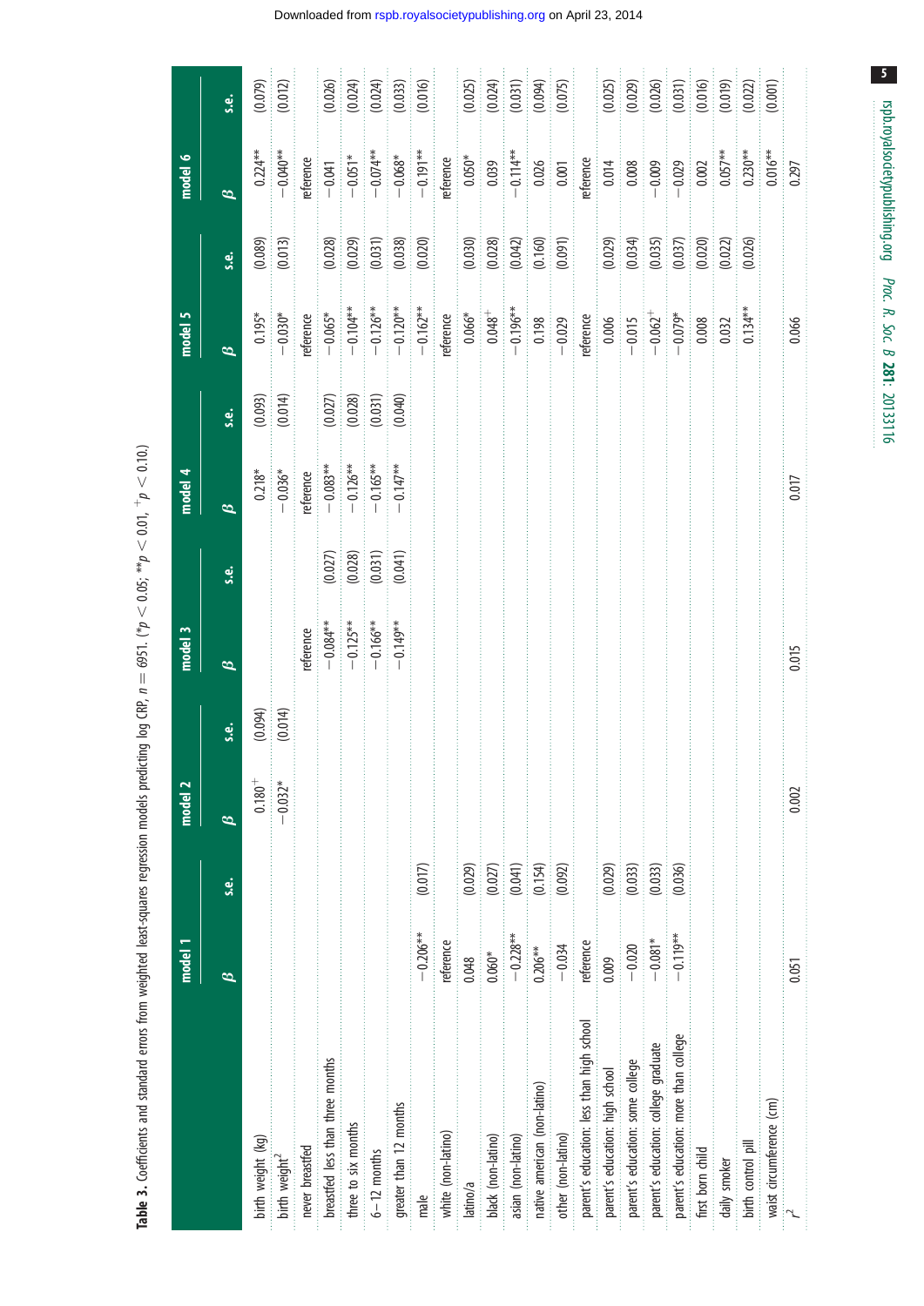**Table 3.** Coefficients and standard errors from weighted least-squares regression models predicting log CRP, $n = 6951$. (\* $p < 0.05$; \*\* $p < 0.01$, $^{+}p < 0.10$.)

| | model 1 | | model 2 | | model 3 | | model 4 | | model 5 | | model 6 | |
|---|---|---|---|---|---|---|---|---|---|---|---|---|
| | $\beta$ | s.e. | $\beta$ | s.e. | $\beta$ | s.e. | $\beta$ | s.e. | $\beta$ | s.e. | $\beta$ | s.e. |
| birth weight (kg) | | | $0.180^{+}$ | (0.094) | | | 0.218* | (0.093) | 0.195* | (0.089) | 0.224** | (0.079) |
| birth weight$^2$ | | | −0.032* | (0.014) | | | −0.036* | (0.014) | −0.030* | (0.013) | −0.040** | (0.012) |
| never breastfed | | | | | reference | | reference | | reference | | reference | |
| breastfed less than three months | | | | | −0.084** | (0.027) | −0.083** | (0.027) | −0.065* | (0.028) | −0.041 | (0.026) |
| three to six months | | | | | −0.125** | (0.028) | −0.126** | (0.028) | −0.104** | (0.029) | −0.051* | (0.024) |
| 6–12 months | | | | | −0.166** | (0.031) | −0.165** | (0.031) | −0.126** | (0.031) | −0.074** | (0.024) |
| greater than 12 months | | | | | −0.149** | (0.041) | −0.147** | (0.040) | −0.120** | (0.038) | −0.068* | (0.033) |
| male | −0.206** | (0.017) | | | | | | | −0.162** | (0.020) | −0.191** | (0.016) |
| white (non-latino) | reference | | | | | | | | reference | | reference | |
| latino/a | 0.048 | (0.029) | | | | | | | 0.066* | (0.030) | 0.050* | (0.025) |
| black (non-latino) | 0.060* | (0.027) | | | | | | | $0.048^{+}$ | (0.028) | 0.039 | (0.024) |
| asian (non-latino) | −0.228** | (0.041) | | | | | | | −0.196** | (0.042) | −0.114** | (0.031) |
| native american (non-latino) | 0.206** | (0.154) | | | | | | | 0.198 | (0.160) | 0.026 | (0.094) |
| other (non-latino) | −0.034 | (0.092) | | | | | | | −0.029 | (0.091) | 0.001 | (0.075) |
| parent's education: less than high school | reference | | | | | | | | reference | | reference | |
| parent's education: high school | 0.009 | (0.029) | | | | | | | 0.006 | (0.029) | 0.014 | (0.025) |
| parent's education: some college | −0.020 | (0.033) | | | | | | | −0.015 | (0.034) | 0.008 | (0.029) |
| parent's education: college graduate | −0.081* | (0.033) | | | | | | | $-0.062^{+}$ | (0.035) | −0.009 | (0.026) |
| parent's education: more than college | −0.119** | (0.036) | | | | | | | −0.079* | (0.037) | −0.029 | (0.031) |
| first born child | | | | | | | | | 0.008 | (0.020) | 0.002 | (0.016) |
| daily smoker | | | | | | | | | 0.032 | (0.022) | 0.057** | (0.019) |
| birth control pill | | | | | | | | | 0.134** | (0.026) | 0.230** | (0.022) |
| waist circumference (cm) | | | | | | | | | | | 0.016** | (0.001) |
| $r^2$ | 0.051 | | 0.002 | | 0.015 | | 0.017 | | 0.066 | | 0.297 | |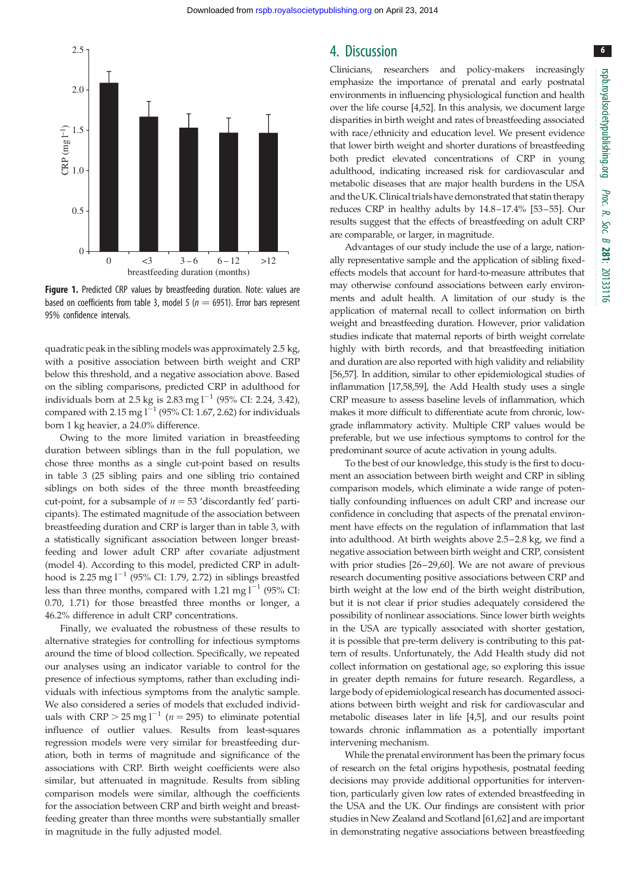Figure 1. Predicted CRP values by breastfeeding duration. Note: values are based on coefficients from table 3, model 5 ($n = 6951$). Error bars represent 95% confidence intervals.

quadratic peak in the sibling models was approximately 2.5 kg, with a positive association between birth weight and CRP below this threshold, and a negative association above. Based on the sibling comparisons, predicted CRP in adulthood for individuals born at 2.5 kg is 2.83 mg $l^{-1}$ (95% CI: 2.24, 3.42), compared with 2.15 mg $l^{-1}$ (95% CI: 1.67, 2.62) for individuals born 1 kg heavier, a 24.0% difference.

Owing to the more limited variation in breastfeeding duration between siblings than in the full population, we chose three months as a single cut-point based on results in table 3 (25 sibling pairs and one sibling trio contained siblings on both sides of the three month breastfeeding cut-point, for a subsample of $n = 53$ 'discordantly fed' participants). The estimated magnitude of the association between breastfeeding duration and CRP is larger than in table 3, with a statistically significant association between longer breastfeeding and lower adult CRP after covariate adjustment (model 4). According to this model, predicted CRP in adulthood is 2.25 mg $l^{-1}$ (95% CI: 1.79, 2.72) in siblings breastfed less than three months, compared with 1.21 mg $l^{-1}$ (95% CI: 0.70, 1.71) for those breastfed three months or longer, a 46.2% difference in adult CRP concentrations.

Finally, we evaluated the robustness of these results to alternative strategies for controlling for infectious symptoms around the time of blood collection. Specifically, we repeated our analyses using an indicator variable to control for the presence of infectious symptoms, rather than excluding individuals with infectious symptoms from the analytic sample. We also considered a series of models that excluded individuals with CRP $> 25$ mg $l^{-1}$ ($n = 295$) to eliminate potential influence of outlier values. Results from least-squares regression models were very similar for breastfeeding duration, both in terms of magnitude and significance of the associations with CRP. Birth weight coefficients were also similar, but attenuated in magnitude. Results from sibling comparison models were similar, although the coefficients for the association between CRP and birth weight and breastfeeding greater than three months were substantially smaller in magnitude in the fully adjusted model.

## 4. Discussion

Clinicians, researchers and policy-makers increasingly emphasize the importance of prenatal and early postnatal environments in influencing physiological function and health over the life course [4,52]. In this analysis, we document large disparities in birth weight and rates of breastfeeding associated with race/ethnicity and education level. We present evidence that lower birth weight and shorter durations of breastfeeding both predict elevated concentrations of CRP in young adulthood, indicating increased risk for cardiovascular and metabolic diseases that are major health burdens in the USA and the UK. Clinical trials have demonstrated that statin therapy reduces CRP in healthy adults by 14.8–17.4% [53–55]. Our results suggest that the effects of breastfeeding on adult CRP are comparable, or larger, in magnitude.

Advantages of our study include the use of a large, nationally representative sample and the application of sibling fixed-effects models that account for hard-to-measure attributes that may otherwise confound associations between early environments and adult health. A limitation of our study is the application of maternal recall to collect information on birth weight and breastfeeding duration. However, prior validation studies indicate that maternal reports of birth weight correlate highly with birth records, and that breastfeeding initiation and duration are also reported with high validity and reliability [56,57]. In addition, similar to other epidemiological studies of inflammation [17,58,59], the Add Health study uses a single CRP measure to assess baseline levels of inflammation, which makes it more difficult to differentiate acute from chronic, low-grade inflammatory activity. Multiple CRP values would be preferable, but we use infectious symptoms to control for the predominant source of acute activation in young adults.

To the best of our knowledge, this study is the first to document an association between birth weight and CRP in sibling comparison models, which eliminate a wide range of potentially confounding influences on adult CRP and increase our confidence in concluding that aspects of the prenatal environment have effects on the regulation of inflammation that last into adulthood. At birth weights above 2.5–2.8 kg, we find a negative association between birth weight and CRP, consistent with prior studies [26–29,60]. We are not aware of previous research documenting positive associations between CRP and birth weight at the low end of the birth weight distribution, but it is not clear if prior studies adequately considered the possibility of nonlinear associations. Since lower birth weights in the USA are typically associated with shorter gestation, it is possible that pre-term delivery is contributing to this pattern of results. Unfortunately, the Add Health study did not collect information on gestational age, so exploring this issue in greater depth remains for future research. Regardless, a large body of epidemiological research has documented associations between birth weight and risk for cardiovascular and metabolic diseases later in life [4,5], and our results point towards chronic inflammation as a potentially important intervening mechanism.

While the prenatal environment has been the primary focus of research on the fetal origins hypothesis, postnatal feeding decisions may provide additional opportunities for intervention, particularly given low rates of extended breastfeeding in the USA and the UK. Our findings are consistent with prior studies in New Zealand and Scotland [61,62] and are important in demonstrating negative associations between breastfeeding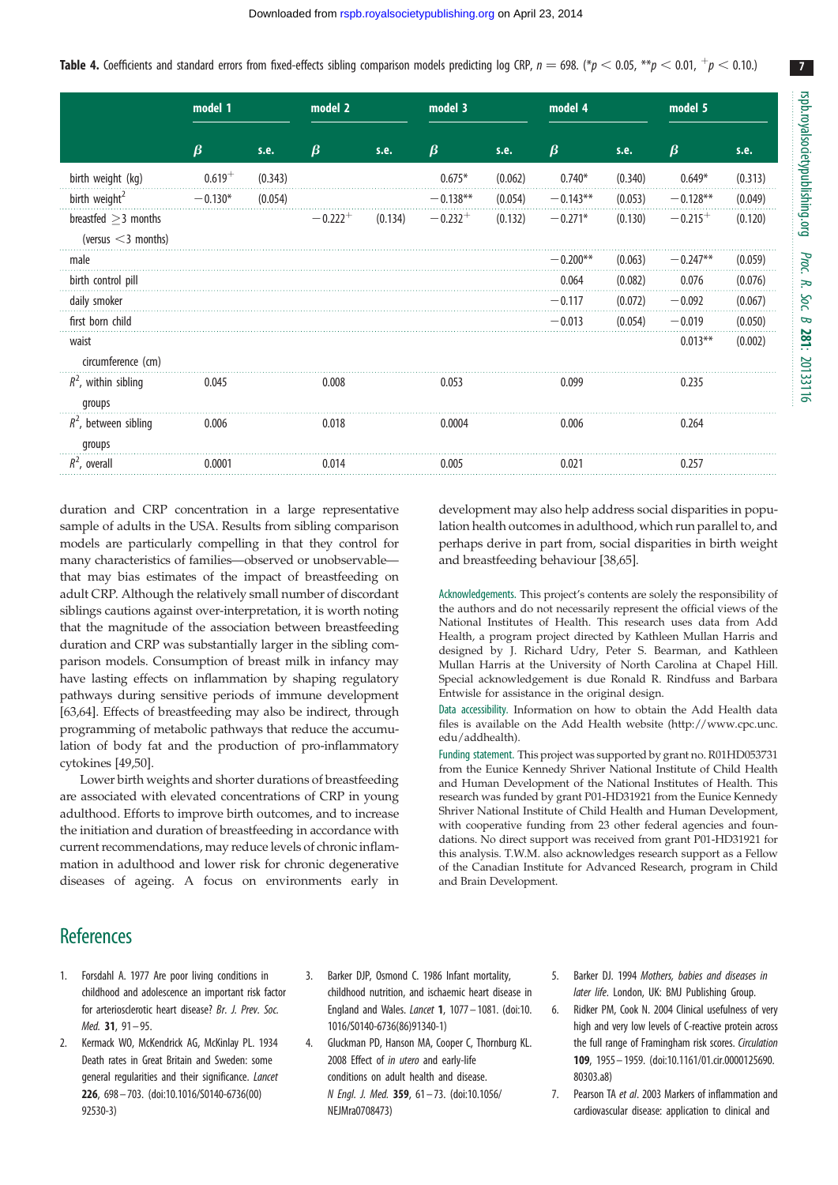**Table 4.** Coefficients and standard errors from fixed-effects sibling comparison models predicting log CRP, $n = 698$. (\* $p < 0.05$, \*\* $p < 0.01$, $^{+}p < 0.10$.)

| | model 1 | | model 2 | | model 3 | | model 4 | | model 5 | |
|---|---|---|---|---|---|---|---|---|---|---|
| | $\beta$ | s.e. | $\beta$ | s.e. | $\beta$ | s.e. | $\beta$ | s.e. | $\beta$ | s.e. |
| birth weight (kg) | $0.619^{+}$ | (0.343) | | | 0.675* | (0.062) | 0.740* | (0.340) | 0.649* | (0.313) |
| birth weight$^2$ | −0.130* | (0.054) | | | −0.138** | (0.054) | −0.143** | (0.053) | −0.128** | (0.049) |
| breastfed ≥3 months (versus <3 months) | | | $-0.222^{+}$ | (0.134) | $-0.232^{+}$ | (0.132) | −0.271* | (0.130) | $-0.215^{+}$ | (0.120) |
| male | | | | | | | −0.200** | (0.063) | −0.247** | (0.059) |
| birth control pill | | | | | | | 0.064 | (0.082) | 0.076 | (0.076) |
| daily smoker | | | | | | | −0.117 | (0.072) | −0.092 | (0.067) |
| first born child | | | | | | | −0.013 | (0.054) | −0.019 | (0.050) |
| waist circumference (cm) | | | | | | | | | 0.013** | (0.002) |
| $R^2$, within sibling groups | 0.045 | | 0.008 | | 0.053 | | 0.099 | | 0.235 | |
| $R^2$, between sibling groups | 0.006 | | 0.018 | | 0.0004 | | 0.006 | | 0.264 | |
| $R^2$, overall | 0.0001 | | 0.014 | | 0.005 | | 0.021 | | 0.257 | |

duration and CRP concentration in a large representative sample of adults in the USA. Results from sibling comparison models are particularly compelling in that they control for many characteristics of families—observed or unobservable—that may bias estimates of the impact of breastfeeding on adult CRP. Although the relatively small number of discordant siblings cautions against over-interpretation, it is worth noting that the magnitude of the association between breastfeeding duration and CRP was substantially larger in the sibling comparison models. Consumption of breast milk in infancy may have lasting effects on inflammation by shaping regulatory pathways during sensitive periods of immune development [63,64]. Effects of breastfeeding may also be indirect, through programming of metabolic pathways that reduce the accumulation of body fat and the production of pro-inflammatory cytokines [49,50].

Lower birth weights and shorter durations of breastfeeding are associated with elevated concentrations of CRP in young adulthood. Efforts to improve birth outcomes, and to increase the initiation and duration of breastfeeding in accordance with current recommendations, may reduce levels of chronic inflammation in adulthood and lower risk for chronic degenerative diseases of ageing. A focus on environments early in development may also help address social disparities in population health outcomes in adulthood, which run parallel to, and perhaps derive in part from, social disparities in birth weight and breastfeeding behaviour [38,65].

Acknowledgements. This project's contents are solely the responsibility of the authors and do not necessarily represent the official views of the National Institutes of Health. This research uses data from Add Health, a program project directed by Kathleen Mullan Harris and designed by J. Richard Udry, Peter S. Bearman, and Kathleen Mullan Harris at the University of North Carolina at Chapel Hill. Special acknowledgement is due Ronald R. Rindfuss and Barbara Entwisle for assistance in the original design.

Data accessibility. Information on how to obtain the Add Health data files is available on the Add Health website (http://www.cpc.unc.edu/addhealth).

Funding statement. This project was supported by grant no. R01HD053731 from the Eunice Kennedy Shriver National Institute of Child Health and Human Development of the National Institutes of Health. This research was funded by grant P01-HD31921 from the Eunice Kennedy Shriver National Institute of Child Health and Human Development, with cooperative funding from 23 other federal agencies and foundations. No direct support was received from grant P01-HD31921 for this analysis. T.W.M. also acknowledges research support as a Fellow of the Canadian Institute for Advanced Research, program in Child and Brain Development.

## References

1. Forsdahl A. 1977 Are poor living conditions in childhood and adolescence an important risk factor for arteriosclerotic heart disease? *Br. J. Prev. Soc. Med.* **31**, 91–95.
2. Kermack WO, McKendrick AG, McKinlay PL. 1934 Death rates in Great Britain and Sweden: some general regularities and their significance. *Lancet* **226**, 698–703. (doi:10.1016/S0140-6736(00)92530-3)
3. Barker DJP, Osmond C. 1986 Infant mortality, childhood nutrition, and ischaemic heart disease in England and Wales. *Lancet* **1**, 1077–1081. (doi:10.1016/S0140-6736(86)91340-1)
4. Gluckman PD, Hanson MA, Cooper C, Thornburg KL. 2008 Effect of *in utero* and early-life conditions on adult health and disease. *N Engl. J. Med.* **359**, 61–73. (doi:10.1056/NEJMra0708473)
5. Barker DJ. 1994 *Mothers, babies and diseases in later life*. London, UK: BMJ Publishing Group.
6. Ridker PM, Cook N. 2004 Clinical usefulness of very high and very low levels of C-reactive protein across the full range of Framingham risk scores. *Circulation* **109**, 1955–1959. (doi:10.1161/01.cir.0000125690.80303.a8)
7. Pearson TA *et al*. 2003 Markers of inflammation and cardiovascular disease: application to clinical and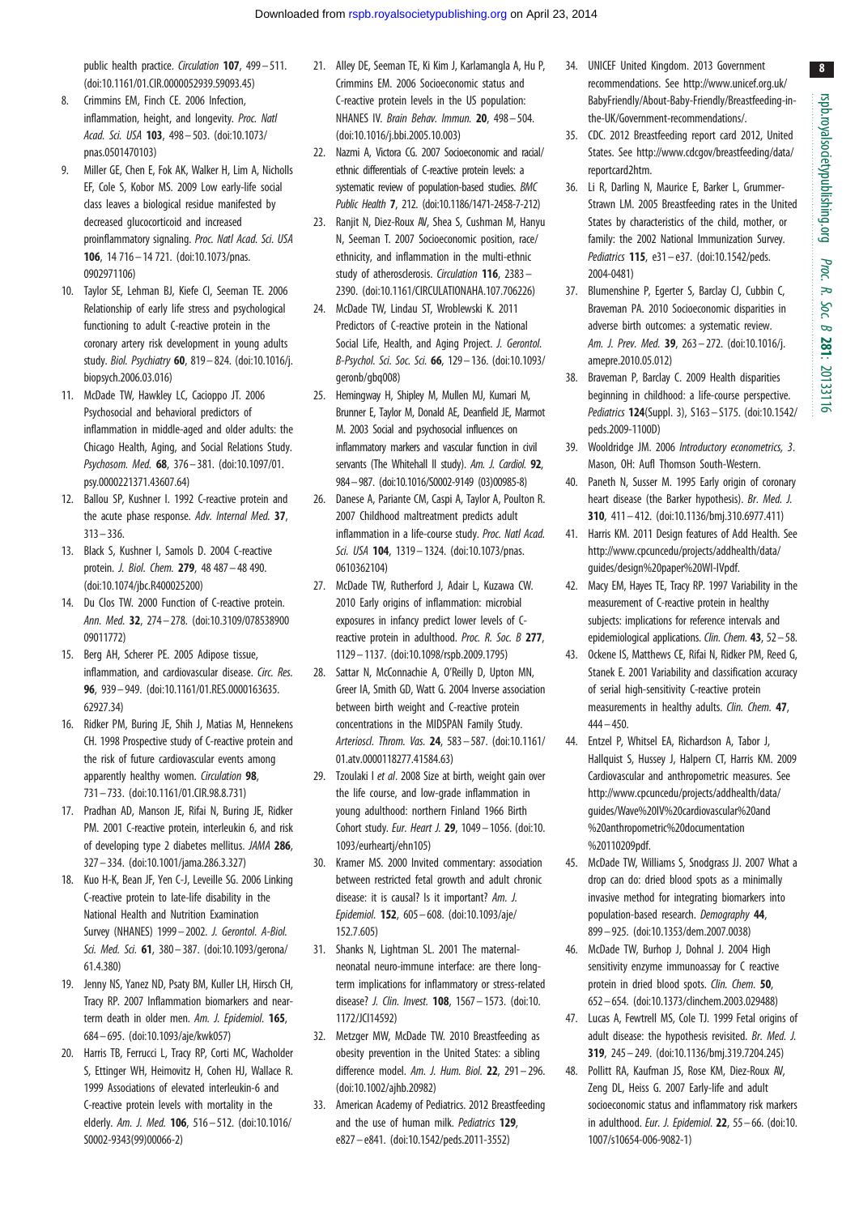public health practice. *Circulation* **107**, 499–511. (doi:10.1161/01.CIR.0000052939.59093.45)

8. Crimmins EM, Finch CE. 2006 Infection, inflammation, height, and longevity. *Proc. Natl Acad. Sci. USA* **103**, 498–503. (doi:10.1073/pnas.0501470103)
9. Miller GE, Chen E, Fok AK, Walker H, Lim A, Nicholls EF, Cole S, Kobor MS. 2009 Low early-life social class leaves a biological residue manifested by decreased glucocorticoid and increased proinflammatory signaling. *Proc. Natl Acad. Sci. USA* **106**, 14 716–14 721. (doi:10.1073/pnas.0902971106)
10. Taylor SE, Lehman BJ, Kiefe CI, Seeman TE. 2006 Relationship of early life stress and psychological functioning to adult C-reactive protein in the coronary artery risk development in young adults study. *Biol. Psychiatry* **60**, 819–824. (doi:10.1016/j.biopsych.2006.03.016)
11. McDade TW, Hawkley LC, Cacioppo JT. 2006 Psychosocial and behavioral predictors of inflammation in middle-aged and older adults: the Chicago Health, Aging, and Social Relations Study. *Psychosom. Med.* **68**, 376–381. (doi:10.1097/01.psy.0000221371.43607.64)
12. Ballou SP, Kushner I. 1992 C-reactive protein and the acute phase response. *Adv. Internal Med.* **37**, 313–336.
13. Black S, Kushner I, Samols D. 2004 C-reactive protein. *J. Biol. Chem.* **279**, 48 487–48 490. (doi:10.1074/jbc.R400025200)
14. Du Clos TW. 2000 Function of C-reactive protein. *Ann. Med.* **32**, 274–278. (doi:10.3109/07853890009011772)
15. Berg AH, Scherer PE. 2005 Adipose tissue, inflammation, and cardiovascular disease. *Circ. Res.* **96**, 939–949. (doi:10.1161/01.RES.0000163635.62927.34)
16. Ridker PM, Buring JE, Shih J, Matias M, Hennekens CH. 1998 Prospective study of C-reactive protein and the risk of future cardiovascular events among apparently healthy women. *Circulation* **98**, 731–733. (doi:10.1161/01.CIR.98.8.731)
17. Pradhan AD, Manson JE, Rifai N, Buring JE, Ridker PM. 2001 C-reactive protein, interleukin 6, and risk of developing type 2 diabetes mellitus. *JAMA* **286**, 327–334. (doi:10.1001/jama.286.3.327)
18. Kuo H-K, Bean JF, Yen C-J, Leveille SG. 2006 Linking C-reactive protein to late-life disability in the National Health and Nutrition Examination Survey (NHANES) 1999–2002. *J. Gerontol. A-Biol. Sci. Med. Sci.* **61**, 380–387. (doi:10.1093/gerona/61.4.380)
19. Jenny NS, Yanez ND, Psaty BM, Kuller LH, Hirsch CH, Tracy RP. 2007 Inflammation biomarkers and near-term death in older men. *Am. J. Epidemiol.* **165**, 684–695. (doi:10.1093/aje/kwk057)
20. Harris TB, Ferrucci L, Tracy RP, Corti MC, Wacholder S, Ettinger WH, Heimovitz H, Cohen HJ, Wallace R. 1999 Associations of elevated interleukin-6 and C-reactive protein levels with mortality in the elderly. *Am. J. Med.* **106**, 516–512. (doi:10.1016/S0002-9343(99)00066-2)
21. Alley DE, Seeman TE, Ki Kim J, Karlamangla A, Hu P, Crimmins EM. 2006 Socioeconomic status and C-reactive protein levels in the US population: NHANES IV. *Brain Behav. Immun.* **20**, 498–504. (doi:10.1016/j.bbi.2005.10.003)
22. Nazmi A, Victora CG. 2007 Socioeconomic and racial/ethnic differentials of C-reactive protein levels: a systematic review of population-based studies. *BMC Public Health* **7**, 212. (doi:10.1186/1471-2458-7-212)
23. Ranjit N, Diez-Roux AV, Shea S, Cushman M, Hanyu N, Seeman T. 2007 Socioeconomic position, race/ethnicity, and inflammation in the multi-ethnic study of atherosclerosis. *Circulation* **116**, 2383–2390. (doi:10.1161/CIRCULATIONAHA.107.706226)
24. McDade TW, Lindau ST, Wroblewski K. 2011 Predictors of C-reactive protein in the National Social Life, Health, and Aging Project. *J. Gerontol. B-Psychol. Sci. Soc. Sci.* **66**, 129–136. (doi:10.1093/geronb/gbq008)
25. Hemingway H, Shipley M, Mullen MJ, Kumari M, Brunner E, Taylor M, Donald AE, Deanfield JE, Marmot M. 2003 Social and psychosocial influences on inflammatory markers and vascular function in civil servants (The Whitehall II study). *Am. J. Cardiol.* **92**, 984–987. (doi:10.1016/S0002-9149 (03)00985-8)
26. Danese A, Pariante CM, Caspi A, Taylor A, Poulton R. 2007 Childhood maltreatment predicts adult inflammation in a life-course study. *Proc. Natl Acad. Sci. USA* **104**, 1319–1324. (doi:10.1073/pnas.0610362104)
27. McDade TW, Rutherford J, Adair L, Kuzawa CW. 2010 Early origins of inflammation: microbial exposures in infancy predict lower levels of C-reactive protein in adulthood. *Proc. R. Soc. B* **277**, 1129–1137. (doi:10.1098/rspb.2009.1795)
28. Sattar N, McConnachie A, O'Reilly D, Upton MN, Greer IA, Smith GD, Watt G. 2004 Inverse association between birth weight and C-reactive protein concentrations in the MIDSPAN Family Study. *Arteriosl. Throm. Vas.* **24**, 583–587. (doi:10.1161/01.atv.0000118277.41584.63)
29. Tzoulaki I *et al*. 2008 Size at birth, weight gain over the life course, and low-grade inflammation in young adulthood: northern Finland 1966 Birth Cohort study. *Eur. Heart J.* **29**, 1049–1056. (doi:10.1093/eurheartj/ehn105)
30. Kramer MS. 2000 Invited commentary: association between restricted fetal growth and adult chronic disease: it is causal? Is it important? *Am. J. Epidemiol.* **152**, 605–608. (doi:10.1093/aje/152.7.605)
31. Shanks N, Lightman SL. 2001 The maternal-neonatal neuro-immune interface: are there long-term implications for inflammatory or stress-related disease? *J. Clin. Invest.* **108**, 1567–1573. (doi:10.1172/JCI14592)
32. Metzger MW, McDade TW. 2010 Breastfeeding as obesity prevention in the United States: a sibling difference model. *Am. J. Hum. Biol.* **22**, 291–296. (doi:10.1002/ajhb.20982)
33. American Academy of Pediatrics. 2012 Breastfeeding and the use of human milk. *Pediatrics* **129**, e827–e841. (doi:10.1542/peds.2011-3552)
34. UNICEF United Kingdom. 2013 Government recommendations. See http://www.unicef.org.uk/BabyFriendly/About-Baby-Friendly/Breastfeeding-in-the-UK/Government-recommendations/.
35. CDC. 2012 Breastfeeding report card 2012, United States. See http://www.cdcgov/breastfeeding/data/reportcard2htm.
36. Li R, Darling N, Maurice E, Barker L, Grummer-Strawn LM. 2005 Breastfeeding rates in the United States by characteristics of the child, mother, or family: the 2002 National Immunization Survey. *Pediatrics* **115**, e31–e37. (doi:10.1542/peds.2004-0481)
37. Blumenshine P, Egerter S, Barclay CJ, Cubbin C, Braveman PA. 2010 Socioeconomic disparities in adverse birth outcomes: a systematic review. *Am. J. Prev. Med.* **39**, 263–272. (doi:10.1016/j.amepre.2010.05.012)
38. Braveman P, Barclay C. 2009 Health disparities beginning in childhood: a life-course perspective. *Pediatrics* **124**(Suppl. 3), S163–S175. (doi:10.1542/peds.2009-1100D)
39. Wooldridge JM. 2006 *Introductory econometrics, 3*. Mason, OH: Aufl Thomson South-Western.
40. Paneth N, Susser M. 1995 Early origin of coronary heart disease (the Barker hypothesis). *Br. Med. J.* **310**, 411–412. (doi:10.1136/bmj.310.6977.411)
41. Harris KM. 2011 Design features of Add Health. See http://www.cpcuncedu/projects/addhealth/data/guides/design%20paper%20WI-IVpdf.
42. Macy EM, Hayes TE, Tracy RP. 1997 Variability in the measurement of C-reactive protein in healthy subjects: implications for reference intervals and epidemiological applications. *Clin. Chem.* **43**, 52–58.
43. Ockene IS, Matthews CE, Rifai N, Ridker PM, Reed G, Stanek E. 2001 Variability and classification accuracy of serial high-sensitivity C-reactive protein measurements in healthy adults. *Clin. Chem.* **47**, 444–450.
44. Entzel P, Whitsel EA, Richardson A, Tabor J, Hallquist S, Hussey J, Halpern CT, Harris KM. 2009 Cardiovascular and anthropometric measures. See http://www.cpcuncedu/projects/addhealth/data/guides/Wave%20IV%20cardiovascular%20and%20anthropometric%20documentation%20110209pdf.
45. McDade TW, Williams S, Snodgrass JJ. 2007 What a drop can do: dried blood spots as a minimally invasive method for integrating biomarkers into population-based research. *Demography* **44**, 899–925. (doi:10.1353/dem.2007.0038)
46. McDade TW, Burhop J, Dohnal J. 2004 High sensitivity enzyme immunoassay for C reactive protein in dried blood spots. *Clin. Chem.* **50**, 652–654. (doi:10.1373/clinchem.2003.029488)
47. Lucas A, Fewtrell MS, Cole TJ. 1999 Fetal origins of adult disease: the hypothesis revisited. *Br. Med. J.* **319**, 245–249. (doi:10.1136/bmj.319.7204.245)
48. Pollitt RA, Kaufman JS, Rose KM, Diez-Roux AV, Zeng DL, Heiss G. 2007 Early-life and adult socioeconomic status and inflammatory risk markers in adulthood. *Eur. J. Epidemiol.* **22**, 55–66. (doi:10.1007/s10654-006-9082-1)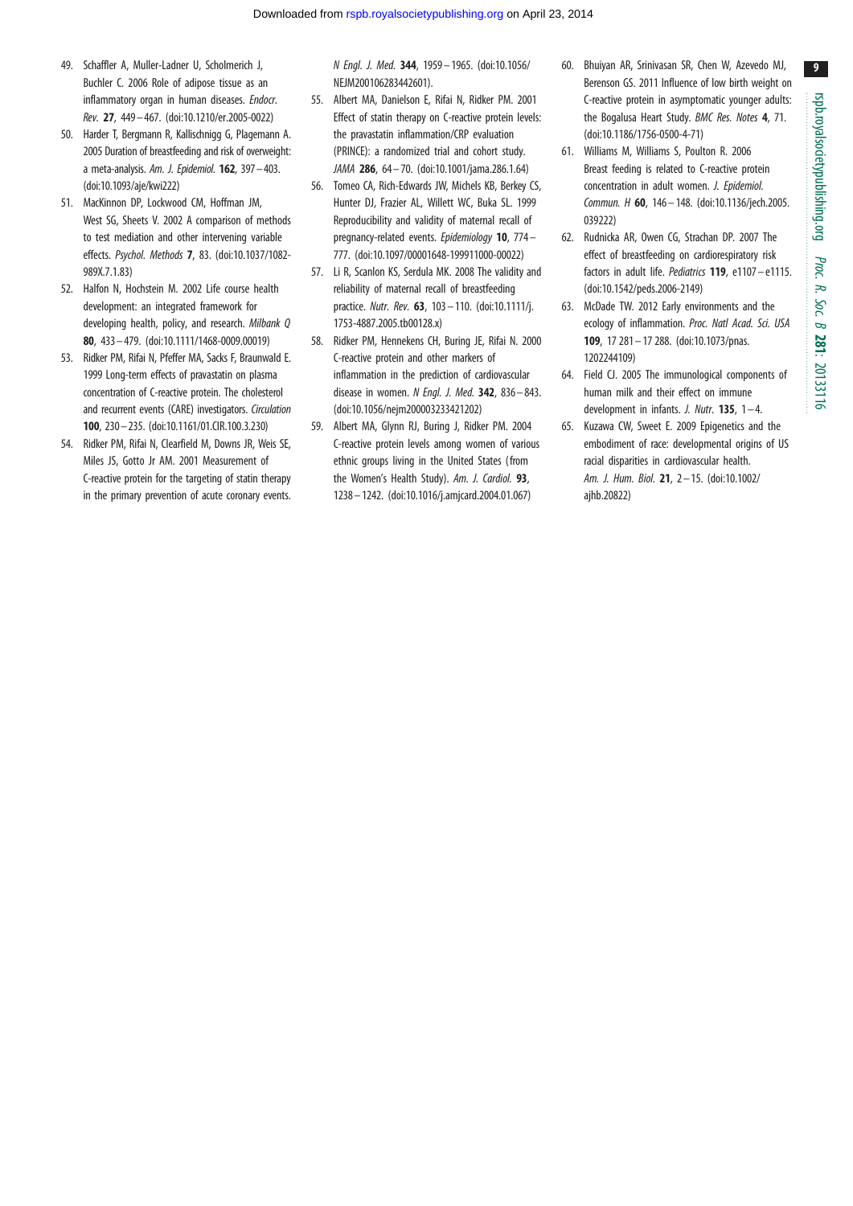49. Schaffler A, Muller-Ladner U, Scholmerich J, Buchler C. 2006 Role of adipose tissue as an inflammatory organ in human diseases. *Endocr. Rev.* **27**, 449–467. (doi:10.1210/er.2005-0022)
50. Harder T, Bergmann R, Kallischnigg G, Plagemann A. 2005 Duration of breastfeeding and risk of overweight: a meta-analysis. *Am. J. Epidemiol.* **162**, 397–403. (doi:10.1093/aje/kwi222)
51. MacKinnon DP, Lockwood CM, Hoffman JM, West SG, Sheets V. 2002 A comparison of methods to test mediation and other intervening variable effects. *Psychol. Methods* **7**, 83. (doi:10.1037/1082-989X.7.1.83)
52. Halfon N, Hochstein M. 2002 Life course health development: an integrated framework for developing health, policy, and research. *Milbank Q* **80**, 433–479. (doi:10.1111/1468-0009.00019)
53. Ridker PM, Rifai N, Pfeffer MA, Sacks F, Braunwald E. 1999 Long-term effects of pravastatin on plasma concentration of C-reactive protein. The cholesterol and recurrent events (CARE) investigators. *Circulation* **100**, 230–235. (doi:10.1161/01.CIR.100.3.230)
54. Ridker PM, Rifai N, Clearfield M, Downs JR, Weis SE, Miles JS, Gotto Jr AM. 2001 Measurement of C-reactive protein for the targeting of statin therapy in the primary prevention of acute coronary events. *N Engl. J. Med.* **344**, 1959–1965. (doi:10.1056/NEJM200106283442601).
55. Albert MA, Danielson E, Rifai N, Ridker PM. 2001 Effect of statin therapy on C-reactive protein levels: the pravastatin inflammation/CRP evaluation (PRINCE): a randomized trial and cohort study. *JAMA* **286**, 64–70. (doi:10.1001/jama.286.1.64)
56. Tomeo CA, Rich-Edwards JW, Michels KB, Berkey CS, Hunter DJ, Frazier AL, Willett WC, Buka SL. 1999 Reproducibility and validity of maternal recall of pregnancy-related events. *Epidemiology* **10**, 774–777. (doi:10.1097/00001648-199911000-00022)
57. Li R, Scanlon KS, Serdula MK. 2008 The validity and reliability of maternal recall of breastfeeding practice. *Nutr. Rev.* **63**, 103–110. (doi:10.1111/j.1753-4887.2005.tb00128.x)
58. Ridker PM, Hennekens CH, Buring JE, Rifai N. 2000 C-reactive protein and other markers of inflammation in the prediction of cardiovascular disease in women. *N Engl. J. Med.* **342**, 836–843. (doi:10.1056/nejm200003233421202)
59. Albert MA, Glynn RJ, Buring J, Ridker PM. 2004 C-reactive protein levels among women of various ethnic groups living in the United States (from the Women's Health Study). *Am. J. Cardiol.* **93**, 1238–1242. (doi:10.1016/j.amjcard.2004.01.067)
60. Bhuiyan AR, Srinivasan SR, Chen W, Azevedo MJ, Berenson GS. 2011 Influence of low birth weight on C-reactive protein in asymptomatic younger adults: the Bogalusa Heart Study. *BMC Res. Notes* **4**, 71. (doi:10.1186/1756-0500-4-71)
61. Williams M, Williams S, Poulton R. 2006 Breast feeding is related to C-reactive protein concentration in adult women. *J. Epidemiol. Commun. H* **60**, 146–148. (doi:10.1136/jech.2005.039222)
62. Rudnicka AR, Owen CG, Strachan DP. 2007 The effect of breastfeeding on cardiorespiratory risk factors in adult life. *Pediatrics* **119**, e1107–e1115. (doi:10.1542/peds.2006-2149)
63. McDade TW. 2012 Early environments and the ecology of inflammation. *Proc. Natl Acad. Sci. USA* **109**, 17 281–17 288. (doi:10.1073/pnas.1202244109)
64. Field CJ. 2005 The immunological components of human milk and their effect on immune development in infants. *J. Nutr.* **135**, 1–4.
65. Kuzawa CW, Sweet E. 2009 Epigenetics and the embodiment of race: developmental origins of US racial disparities in cardiovascular health. *Am. J. Hum. Biol.* **21**, 2–15. (doi:10.1002/ajhb.20822)